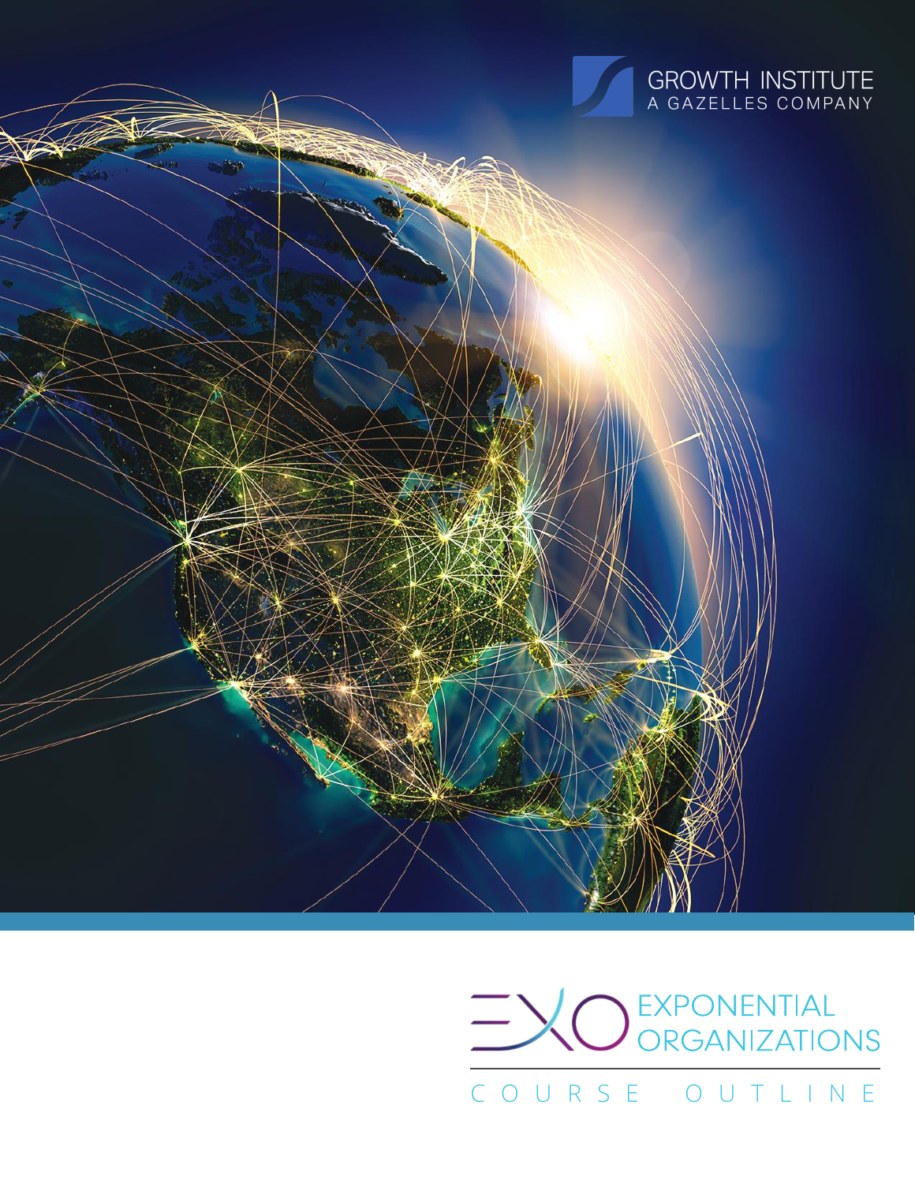GROWTH INSTITUTE
A GAZELLES COMPANY

# EXO EXPONENTIAL ORGANIZATIONS

## COURSE OUTLINE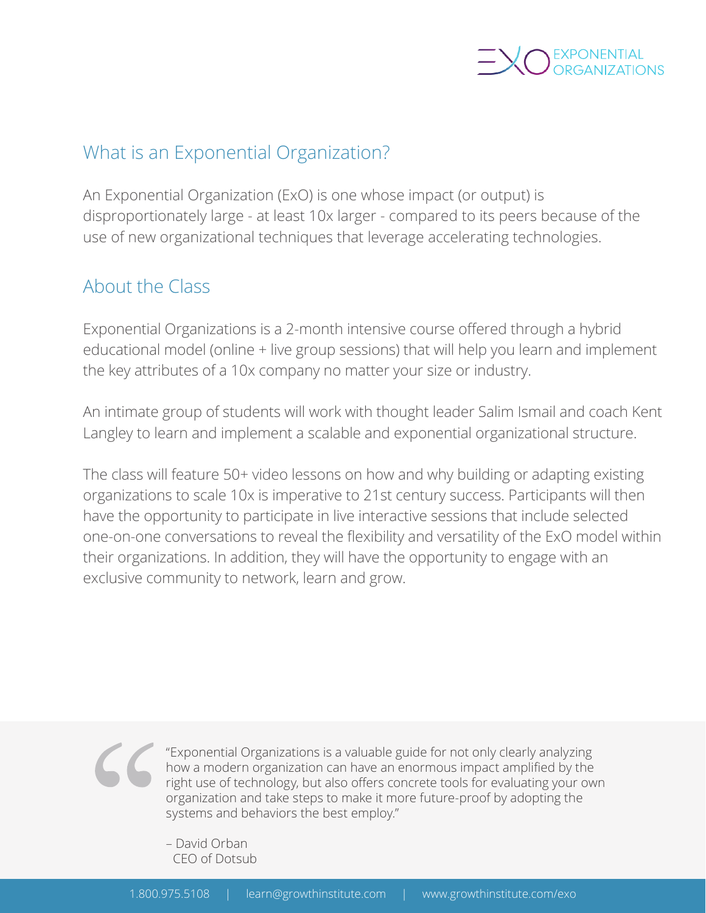## What is an Exponential Organization?

An Exponential Organization (ExO) is one whose impact (or output) is disproportionately large - at least 10x larger - compared to its peers because of the use of new organizational techniques that leverage accelerating technologies.

## About the Class

Exponential Organizations is a 2-month intensive course offered through a hybrid educational model (online + live group sessions) that will help you learn and implement the key attributes of a 10x company no matter your size or industry.

An intimate group of students will work with thought leader Salim Ismail and coach Kent Langley to learn and implement a scalable and exponential organizational structure.

The class will feature 50+ video lessons on how and why building or adapting existing organizations to scale 10x is imperative to 21st century success. Participants will then have the opportunity to participate in live interactive sessions that include selected one-on-one conversations to reveal the flexibility and versatility of the ExO model within their organizations. In addition, they will have the opportunity to engage with an exclusive community to network, learn and grow.

> "Exponential Organizations is a valuable guide for not only clearly analyzing how a modern organization can have an enormous impact amplified by the right use of technology, but also offers concrete tools for evaluating your own organization and take steps to make it more future-proof by adopting the systems and behaviors the best employ."
>
> – David Orban
> CEO of Dotsub

1.800.975.5108 | learn@growthinstitute.com | www.growthinstitute.com/exo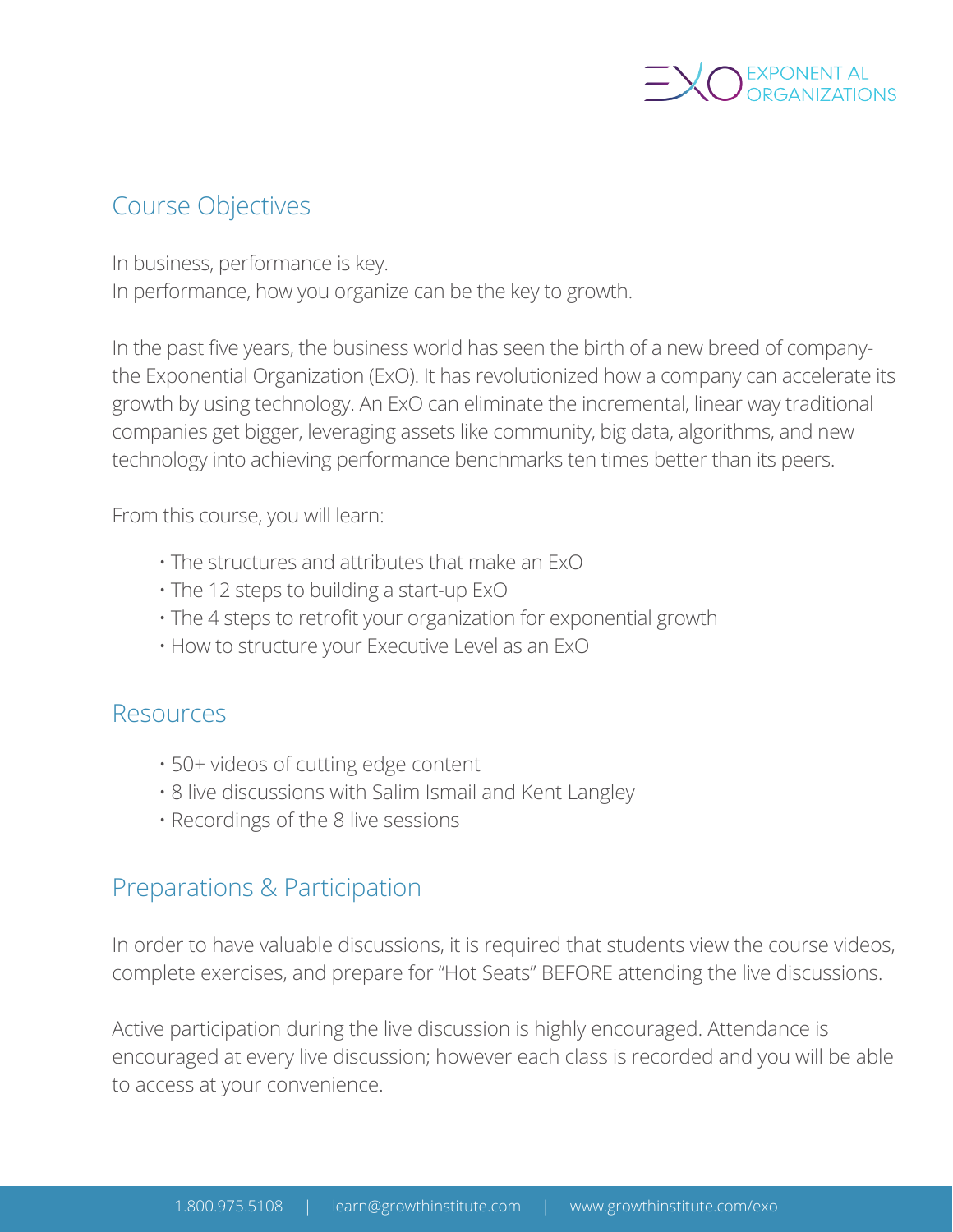## Course Objectives

In business, performance is key.
In performance, how you organize can be the key to growth.

In the past five years, the business world has seen the birth of a new breed of company- the Exponential Organization (ExO). It has revolutionized how a company can accelerate its growth by using technology. An ExO can eliminate the incremental, linear way traditional companies get bigger, leveraging assets like community, big data, algorithms, and new technology into achieving performance benchmarks ten times better than its peers.

From this course, you will learn:

- The structures and attributes that make an ExO
- The 12 steps to building a start-up ExO
- The 4 steps to retrofit your organization for exponential growth
- How to structure your Executive Level as an ExO

## Resources

- 50+ videos of cutting edge content
- 8 live discussions with Salim Ismail and Kent Langley
- Recordings of the 8 live sessions

## Preparations & Participation

In order to have valuable discussions, it is required that students view the course videos, complete exercises, and prepare for "Hot Seats" BEFORE attending the live discussions.

Active participation during the live discussion is highly encouraged. Attendance is encouraged at every live discussion; however each class is recorded and you will be able to access at your convenience.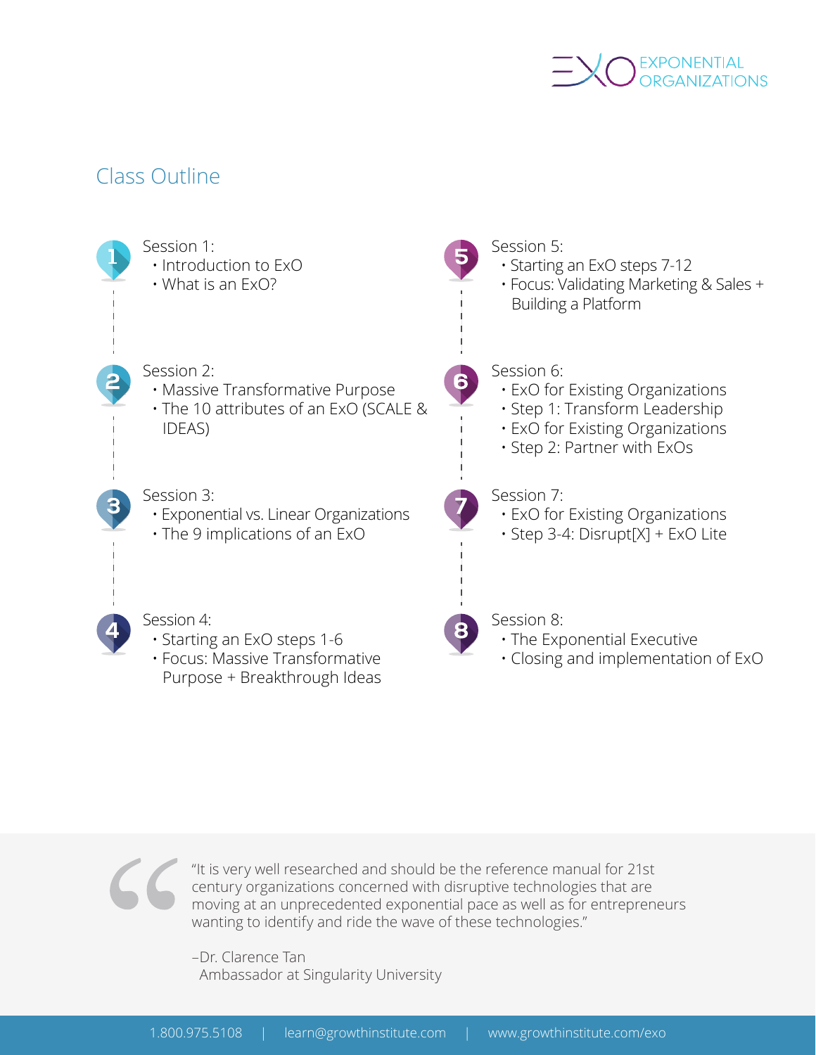## Class Outline

**Session 1:**
- Introduction to ExO
- What is an ExO?

**Session 2:**
- Massive Transformative Purpose
- The 10 attributes of an ExO (SCALE & IDEAS)

**Session 3:**
- Exponential vs. Linear Organizations
- The 9 implications of an ExO

**Session 4:**
- Starting an ExO steps 1-6
- Focus: Massive Transformative Purpose + Breakthrough Ideas

**Session 5:**
- Starting an ExO steps 7-12
- Focus: Validating Marketing & Sales + Building a Platform

**Session 6:**
- ExO for Existing Organizations
- Step 1: Transform Leadership
- ExO for Existing Organizations
- Step 2: Partner with ExOs

**Session 7:**
- ExO for Existing Organizations
- Step 3-4: Disrupt[X] + ExO Lite

**Session 8:**
- The Exponential Executive
- Closing and implementation of ExO

> "It is very well researched and should be the reference manual for 21st century organizations concerned with disruptive technologies that are moving at an unprecedented exponential pace as well as for entrepreneurs wanting to identify and ride the wave of these technologies."
>
> –Dr. Clarence Tan
> Ambassador at Singularity University

1.800.975.5108 | learn@growthinstitute.com | www.growthinstitute.com/exo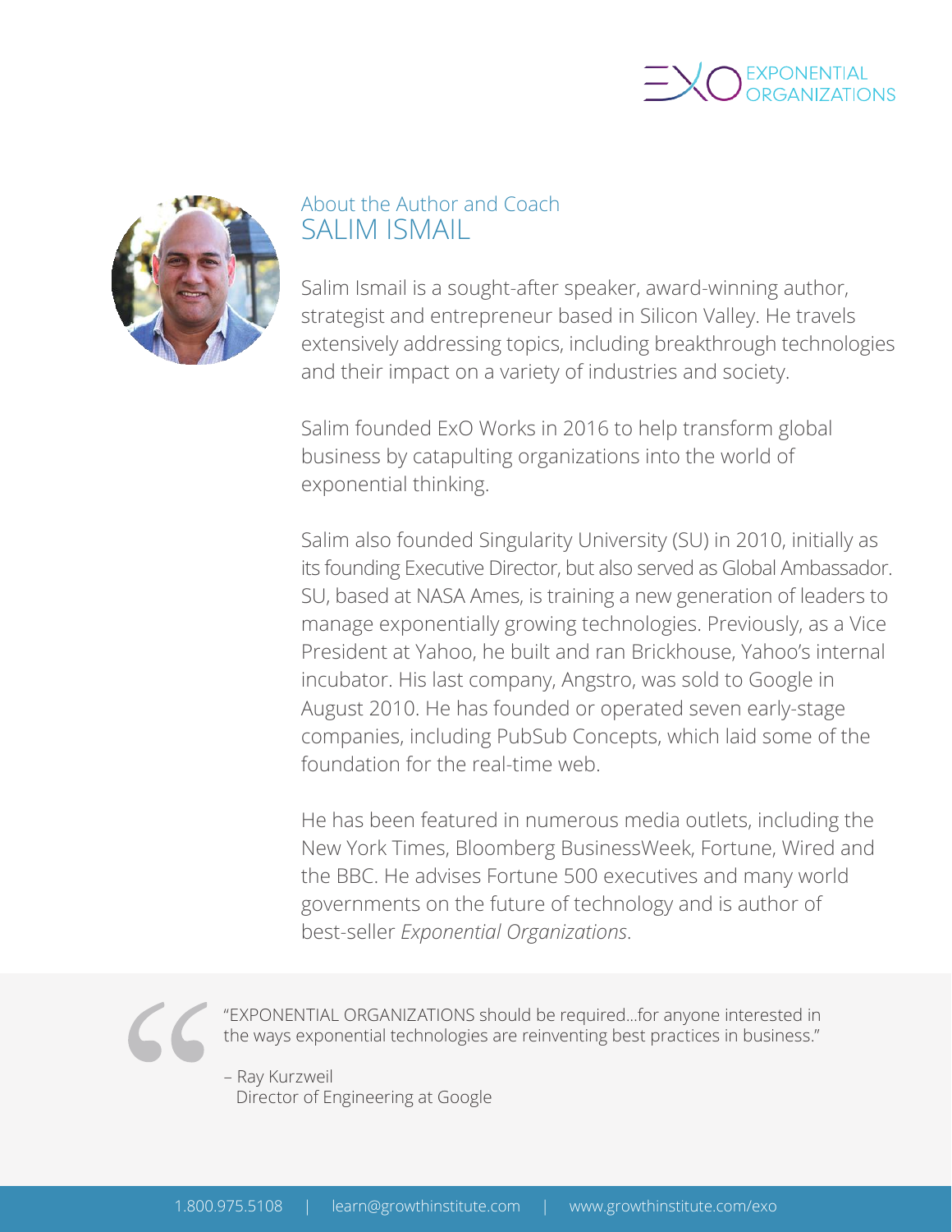## About the Author and Coach

# SALIM ISMAIL

Salim Ismail is a sought-after speaker, award-winning author, strategist and entrepreneur based in Silicon Valley. He travels extensively addressing topics, including breakthrough technologies and their impact on a variety of industries and society.

Salim founded ExO Works in 2016 to help transform global business by catapulting organizations into the world of exponential thinking.

Salim also founded Singularity University (SU) in 2010, initially as its founding Executive Director, but also served as Global Ambassador. SU, based at NASA Ames, is training a new generation of leaders to manage exponentially growing technologies. Previously, as a Vice President at Yahoo, he built and ran Brickhouse, Yahoo's internal incubator. His last company, Angstro, was sold to Google in August 2010. He has founded or operated seven early-stage companies, including PubSub Concepts, which laid some of the foundation for the real-time web.

He has been featured in numerous media outlets, including the New York Times, Bloomberg BusinessWeek, Fortune, Wired and the BBC. He advises Fortune 500 executives and many world governments on the future of technology and is author of best-seller *Exponential Organizations*.

> "EXPONENTIAL ORGANIZATIONS should be required...for anyone interested in the ways exponential technologies are reinventing best practices in business."
>
> – Ray Kurzweil
> Director of Engineering at Google

1.800.975.5108 | learn@growthinstitute.com | www.growthinstitute.com/exo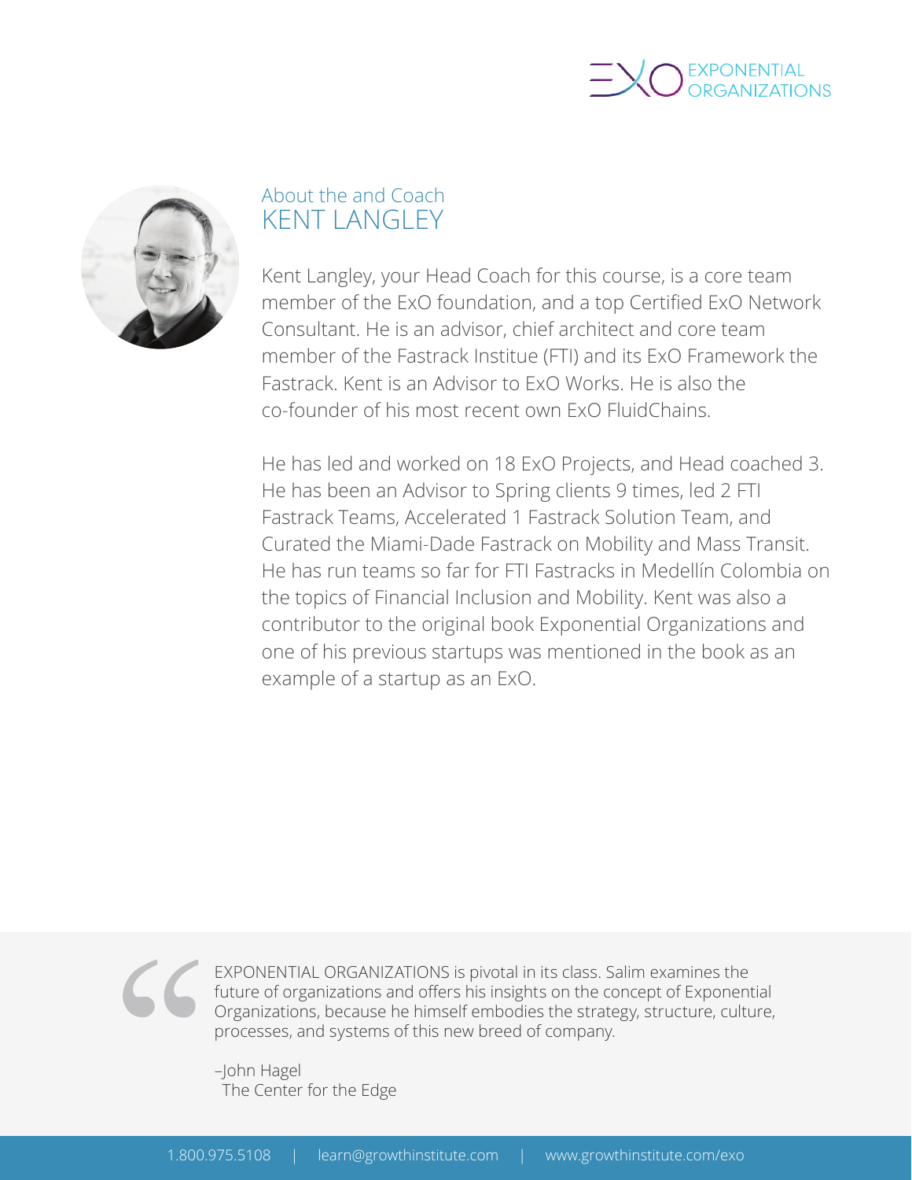## About the and Coach
# KENT LANGLEY

Kent Langley, your Head Coach for this course, is a core team member of the ExO foundation, and a top Certified ExO Network Consultant. He is an advisor, chief architect and core team member of the Fastrack Institue (FTI) and its ExO Framework the Fastrack. Kent is an Advisor to ExO Works. He is also the co-founder of his most recent own ExO FluidChains.

He has led and worked on 18 ExO Projects, and Head coached 3. He has been an Advisor to Spring clients 9 times, led 2 FTI Fastrack Teams, Accelerated 1 Fastrack Solution Team, and Curated the Miami-Dade Fastrack on Mobility and Mass Transit. He has run teams so far for FTI Fastracks in Medellín Colombia on the topics of Financial Inclusion and Mobility. Kent was also a contributor to the original book Exponential Organizations and one of his previous startups was mentioned in the book as an example of a startup as an ExO.

> EXPONENTIAL ORGANIZATIONS is pivotal in its class. Salim examines the future of organizations and offers his insights on the concept of Exponential Organizations, because he himself embodies the strategy, structure, culture, processes, and systems of this new breed of company.
>
> –John Hagel
> The Center for the Edge

1.800.975.5108 | learn@growthinstitute.com | www.growthinstitute.com/exo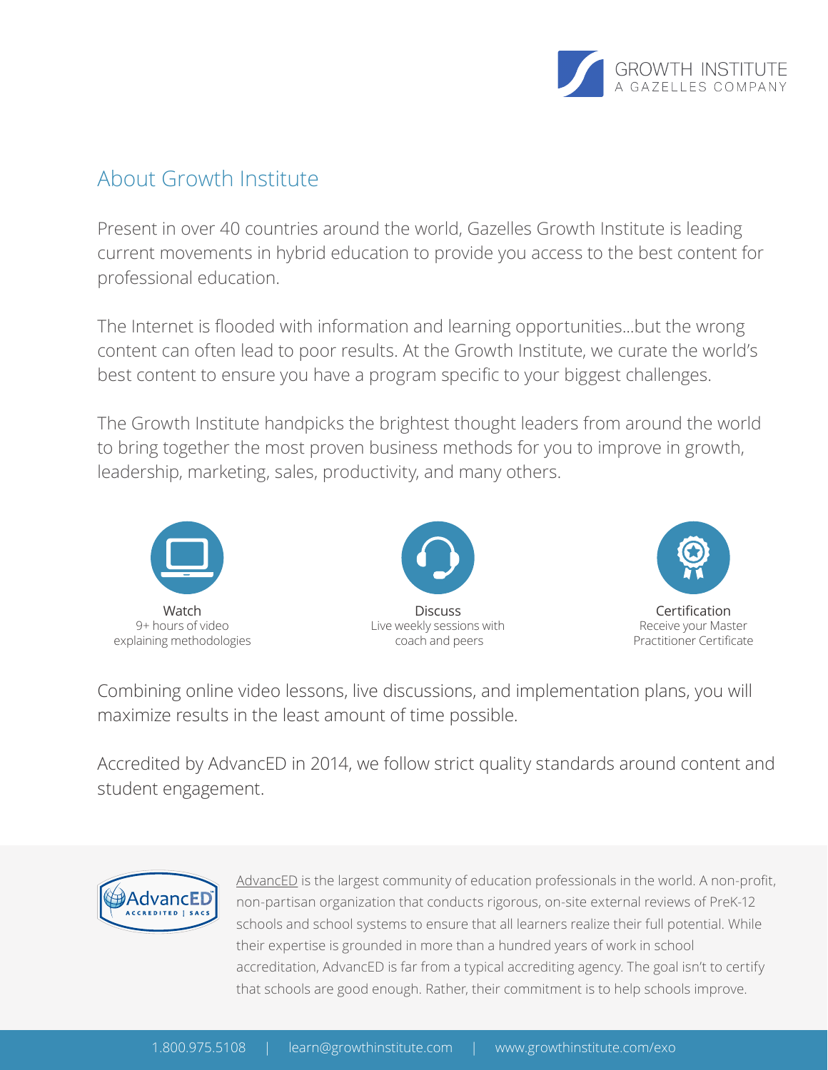GROWTH INSTITUTE
A GAZELLES COMPANY

## About Growth Institute

Present in over 40 countries around the world, Gazelles Growth Institute is leading current movements in hybrid education to provide you access to the best content for professional education.

The Internet is flooded with information and learning opportunities...but the wrong content can often lead to poor results. At the Growth Institute, we curate the world's best content to ensure you have a program specific to your biggest challenges.

The Growth Institute handpicks the brightest thought leaders from around the world to bring together the most proven business methods for you to improve in growth, leadership, marketing, sales, productivity, and many others.

**Watch**
9+ hours of video explaining methodologies

**Discuss**
Live weekly sessions with coach and peers

**Certification**
Receive your Master Practitioner Certificate

Combining online video lessons, live discussions, and implementation plans, you will maximize results in the least amount of time possible.

Accredited by AdvancED in 2014, we follow strict quality standards around content and student engagement.

AdvancED ACCREDITED | SACS

AdvancED is the largest community of education professionals in the world. A non-profit, non-partisan organization that conducts rigorous, on-site external reviews of PreK-12 schools and school systems to ensure that all learners realize their full potential. While their expertise is grounded in more than a hundred years of work in school accreditation, AdvancED is far from a typical accrediting agency. The goal isn't to certify that schools are good enough. Rather, their commitment is to help schools improve.

1.800.975.5108 | learn@growthinstitute.com | www.growthinstitute.com/exo